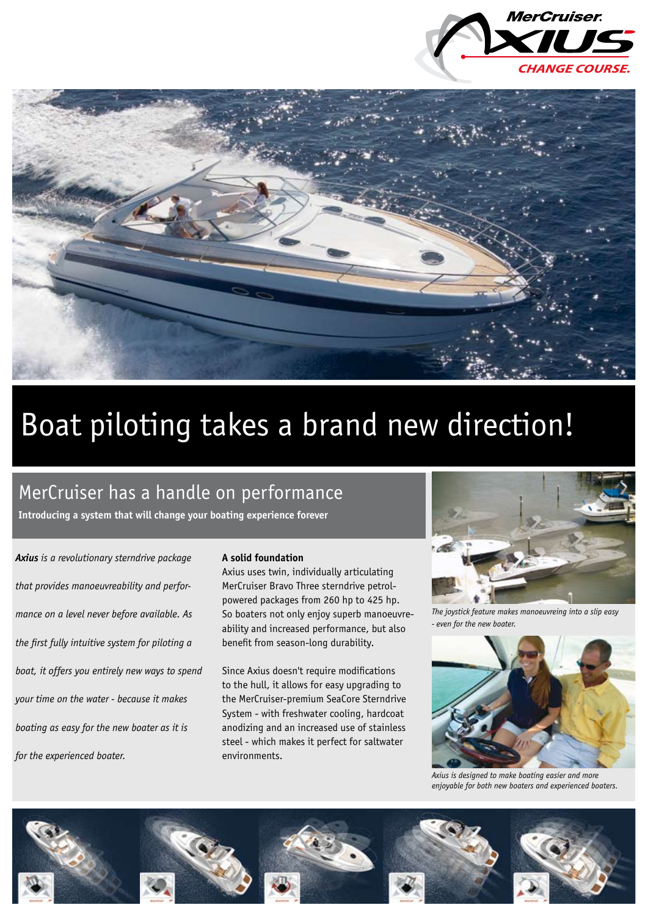# Boat piloting takes a brand new direction!

## MerCruiser has a handle on performance

**Introducing a system that will change your boating experience forever**

***Axius*** *is a revolutionary sterndrive package that provides manoeuvreability and performance on a level never before available. As the first fully intuitive system for piloting a boat, it offers you entirely new ways to spend your time on the water - because it makes boating as easy for the new boater as it is for the experienced boater.*

**A solid foundation**

Axius uses twin, individually articulating MerCruiser Bravo Three sterndrive petrol-powered packages from 260 hp to 425 hp. So boaters not only enjoy superb manoeuvreability and increased performance, but also benefit from season-long durability.

Since Axius doesn't require modifications to the hull, it allows for easy upgrading to the MerCruiser-premium SeaCore Sterndrive System - with freshwater cooling, hardcoat anodizing and an increased use of stainless steel - which makes it perfect for saltwater environments.

*The joystick feature makes manoeuvreing into a slip easy - even for the new boater.*

*Axius is designed to make boating easier and more enjoyable for both new boaters and experienced boaters.*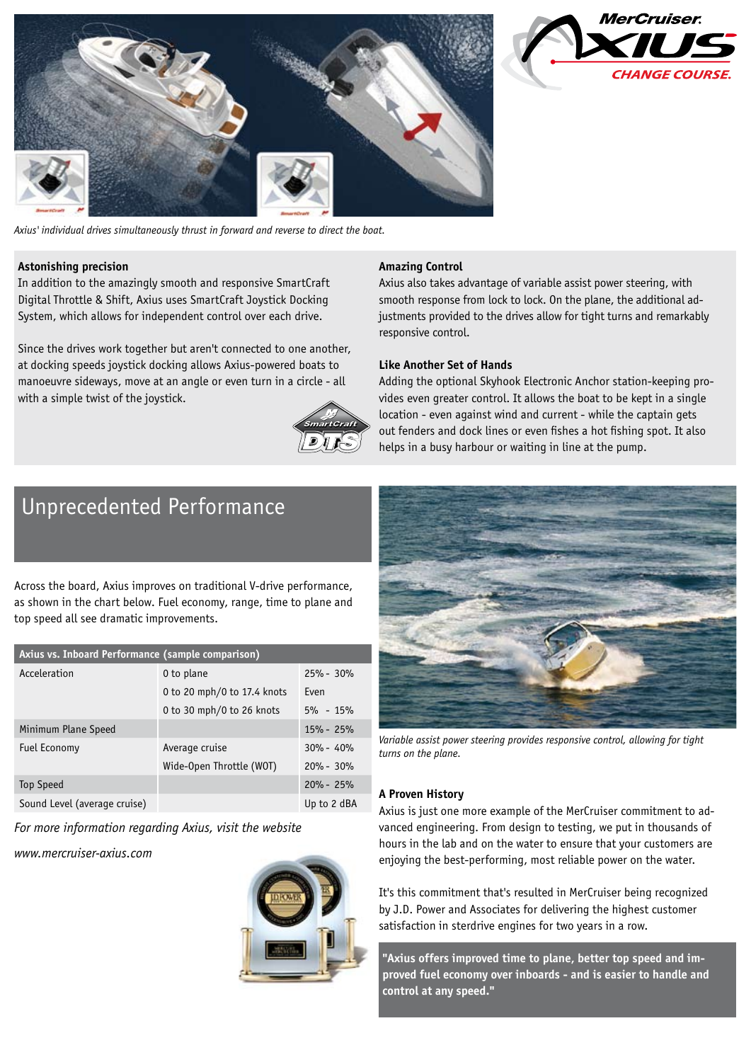Axius' individual drives simultaneously thrust in forward and reverse to direct the boat.

**Astonishing precision**

In addition to the amazingly smooth and responsive SmartCraft Digital Throttle & Shift, Axius uses SmartCraft Joystick Docking System, which allows for independent control over each drive.

Since the drives work together but aren't connected to one another, at docking speeds joystick docking allows Axius-powered boats to manoeuvre sideways, move at an angle or even turn in a circle - all with a simple twist of the joystick.

**Amazing Control**

Axius also takes advantage of variable assist power steering, with smooth response from lock to lock. On the plane, the additional adjustments provided to the drives allow for tight turns and remarkably responsive control.

**Like Another Set of Hands**

Adding the optional Skyhook Electronic Anchor station-keeping provides even greater control. It allows the boat to be kept in a single location - even against wind and current - while the captain gets out fenders and dock lines or even fishes a hot fishing spot. It also helps in a busy harbour or waiting in line at the pump.

## Unprecedented Performance

Across the board, Axius improves on traditional V-drive performance, as shown in the chart below. Fuel economy, range, time to plane and top speed all see dramatic improvements.

| Axius vs. Inboard Performance (sample comparison) | | |
|---|---|---|
| Acceleration | 0 to plane | 25% - 30% |
| | 0 to 20 mph/0 to 17.4 knots | Even |
| | 0 to 30 mph/0 to 26 knots | 5% - 15% |
| Minimum Plane Speed | | 15% - 25% |
| Fuel Economy | Average cruise | 30% - 40% |
| | Wide-Open Throttle (WOT) | 20% - 30% |
| Top Speed | | 20% - 25% |
| Sound Level (average cruise) | | Up to 2 dBA |

*For more information regarding Axius, visit the website*

*www.mercruiser-axius.com*

*Variable assist power steering provides responsive control, allowing for tight turns on the plane.*

**A Proven History**

Axius is just one more example of the MerCruiser commitment to advanced engineering. From design to testing, we put in thousands of hours in the lab and on the water to ensure that your customers are enjoying the best-performing, most reliable power on the water.

It's this commitment that's resulted in MerCruiser being recognized by J.D. Power and Associates for delivering the highest customer satisfaction in sterdrive engines for two years in a row.

**"Axius offers improved time to plane, better top speed and improved fuel economy over inboards - and is easier to handle and control at any speed."**